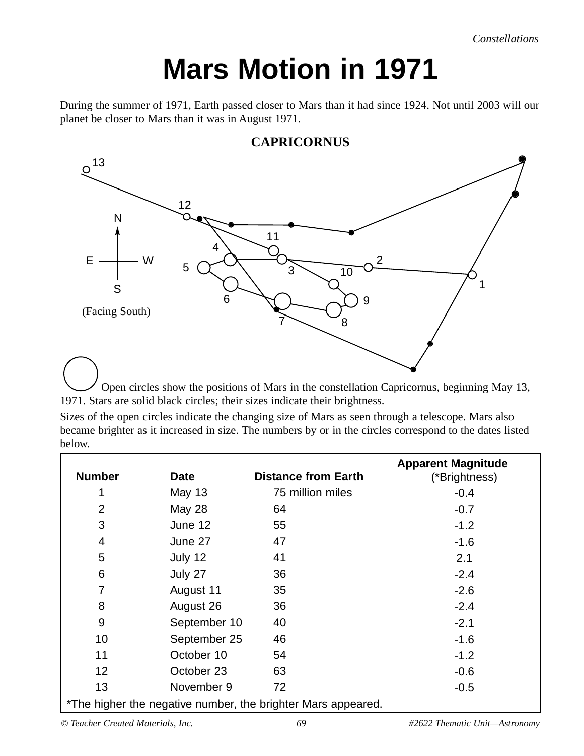# Mars Motion in 1971

During the summer of 1971, Earth passed closer to Mars than it had since 1924. Not until 2003 will our planet be closer to Mars than it was in August 1971.

**CAPRICORNUS**

N

E W

S

(Facing South)

Open circles show the positions of Mars in the constellation Capricornus, beginning May 13, 1971. Stars are solid black circles; their sizes indicate their brightness.

Sizes of the open circles indicate the changing size of Mars as seen through a telescope. Mars also became brighter as it increased in size. The numbers by or in the circles correspond to the dates listed below.

| Number | Date | Distance from Earth | Apparent Magnitude (*Brightness) |
|---|---|---|---|
| 1 | May 13 | 75 million miles | -0.4 |
| 2 | May 28 | 64 | -0.7 |
| 3 | June 12 | 55 | -1.2 |
| 4 | June 27 | 47 | -1.6 |
| 5 | July 12 | 41 | 2.1 |
| 6 | July 27 | 36 | -2.4 |
| 7 | August 11 | 35 | -2.6 |
| 8 | August 26 | 36 | -2.4 |
| 9 | September 10 | 40 | -2.1 |
| 10 | September 25 | 46 | -1.6 |
| 11 | October 10 | 54 | -1.2 |
| 12 | October 23 | 63 | -0.6 |
| 13 | November 9 | 72 | -0.5 |

*The higher the negative number, the brighter Mars appeared.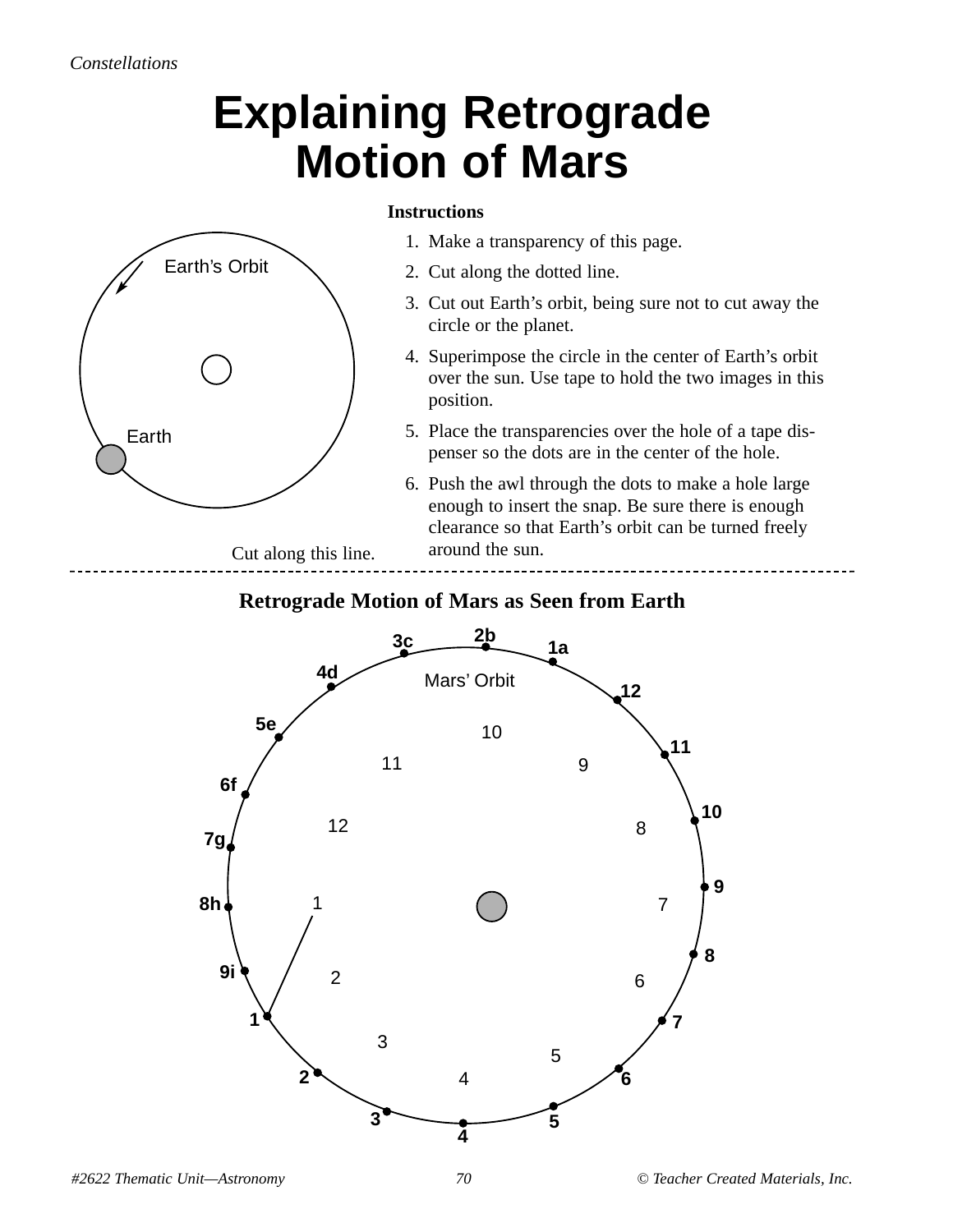# Explaining Retrograde Motion of Mars

Earth's Orbit

Earth

**Instructions**

1. Make a transparency of this page.
2. Cut along the dotted line.
3. Cut out Earth's orbit, being sure not to cut away the circle or the planet.
4. Superimpose the circle in the center of Earth's orbit over the sun. Use tape to hold the two images in this position.
5. Place the transparencies over the hole of a tape dispenser so the dots are in the center of the hole.
6. Push the awl through the dots to make a hole large enough to insert the snap. Be sure there is enough clearance so that Earth's orbit can be turned freely around the sun.

Cut along this line.

**Retrograde Motion of Mars as Seen from Earth**

Mars' Orbit

1a 2b 3c 4d 5e 6f 7g 8h 9i

1 2 3 4 5 6 7 8 9 10 11 12

1 2 3 4 5 6 7 8 9 10 11 12